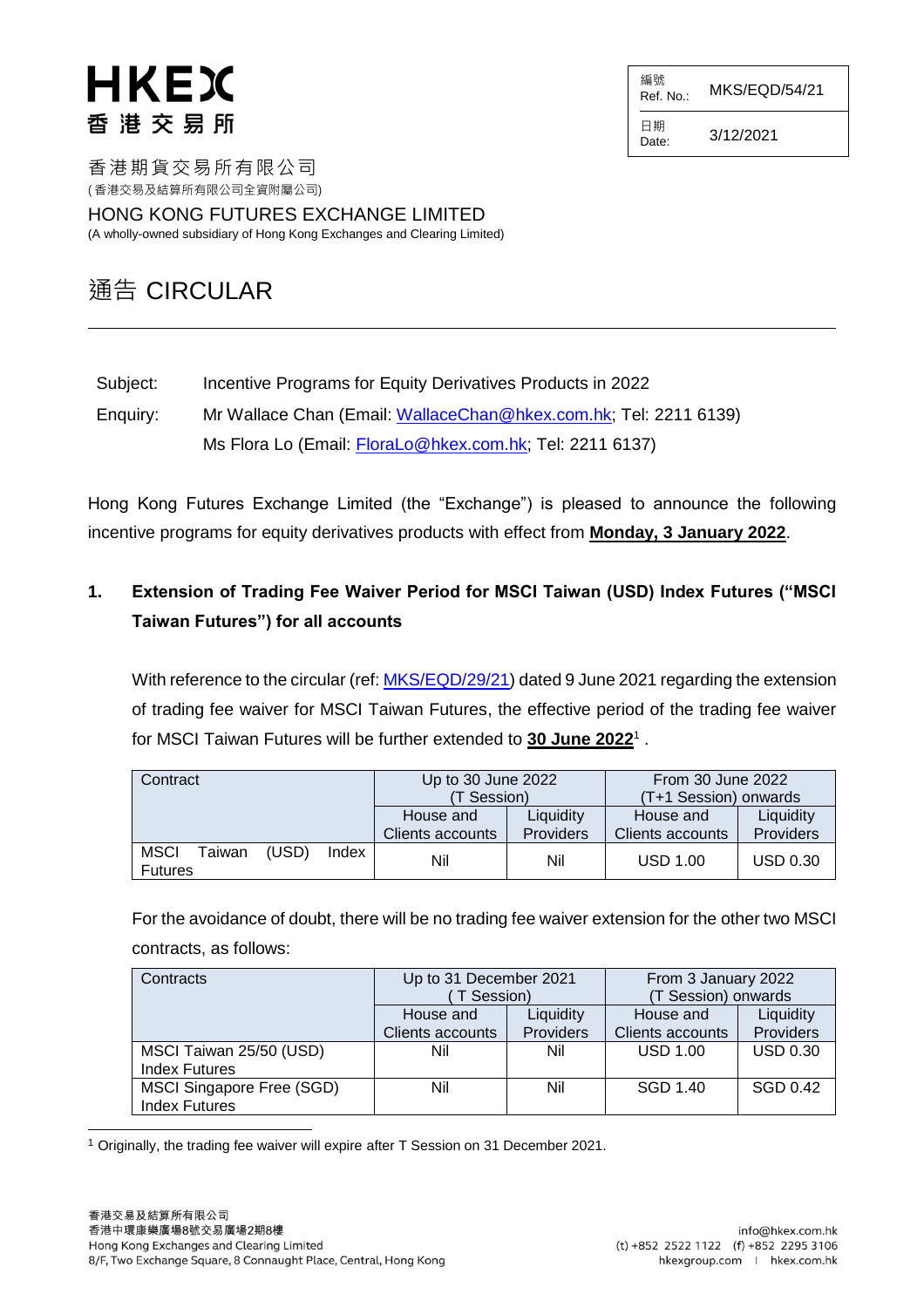# HKEX 香港交易所

| 編號 Ref. No.: | MKS/EQD/54/21 |
|---|---|
| 日期 Date: | 3/12/2021 |

香港期貨交易所有限公司
(香港交易及結算所有限公司全資附屬公司)

HONG KONG FUTURES EXCHANGE LIMITED
(A wholly-owned subsidiary of Hong Kong Exchanges and Clearing Limited)

# 通告 CIRCULAR

Subject: Incentive Programs for Equity Derivatives Products in 2022

Enquiry: Mr Wallace Chan (Email: WallaceChan@hkex.com.hk; Tel: 2211 6139)
Ms Flora Lo (Email: FloraLo@hkex.com.hk; Tel: 2211 6137)

Hong Kong Futures Exchange Limited (the "Exchange") is pleased to announce the following incentive programs for equity derivatives products with effect from **Monday, 3 January 2022**.

## 1. Extension of Trading Fee Waiver Period for MSCI Taiwan (USD) Index Futures ("MSCI Taiwan Futures") for all accounts

With reference to the circular (ref: MKS/EQD/29/21) dated 9 June 2021 regarding the extension of trading fee waiver for MSCI Taiwan Futures, the effective period of the trading fee waiver for MSCI Taiwan Futures will be further extended to **30 June 2022**[1] .

| Contract | Up to 30 June 2022 (T Session) | | From 30 June 2022 (T+1 Session) onwards | |
|---|---|---|---|---|
| | House and Clients accounts | Liquidity Providers | House and Clients accounts | Liquidity Providers |
| MSCI Taiwan (USD) Index Futures | Nil | Nil | USD 1.00 | USD 0.30 |

For the avoidance of doubt, there will be no trading fee waiver extension for the other two MSCI contracts, as follows:

| Contracts | Up to 31 December 2021 ( T Session) | | From 3 January 2022 (T Session) onwards | |
|---|---|---|---|---|
| | House and Clients accounts | Liquidity Providers | House and Clients accounts | Liquidity Providers |
| MSCI Taiwan 25/50 (USD) Index Futures | Nil | Nil | USD 1.00 | USD 0.30 |
| MSCI Singapore Free (SGD) Index Futures | Nil | Nil | SGD 1.40 | SGD 0.42 |

[1] Originally, the trading fee waiver will expire after T Session on 31 December 2021.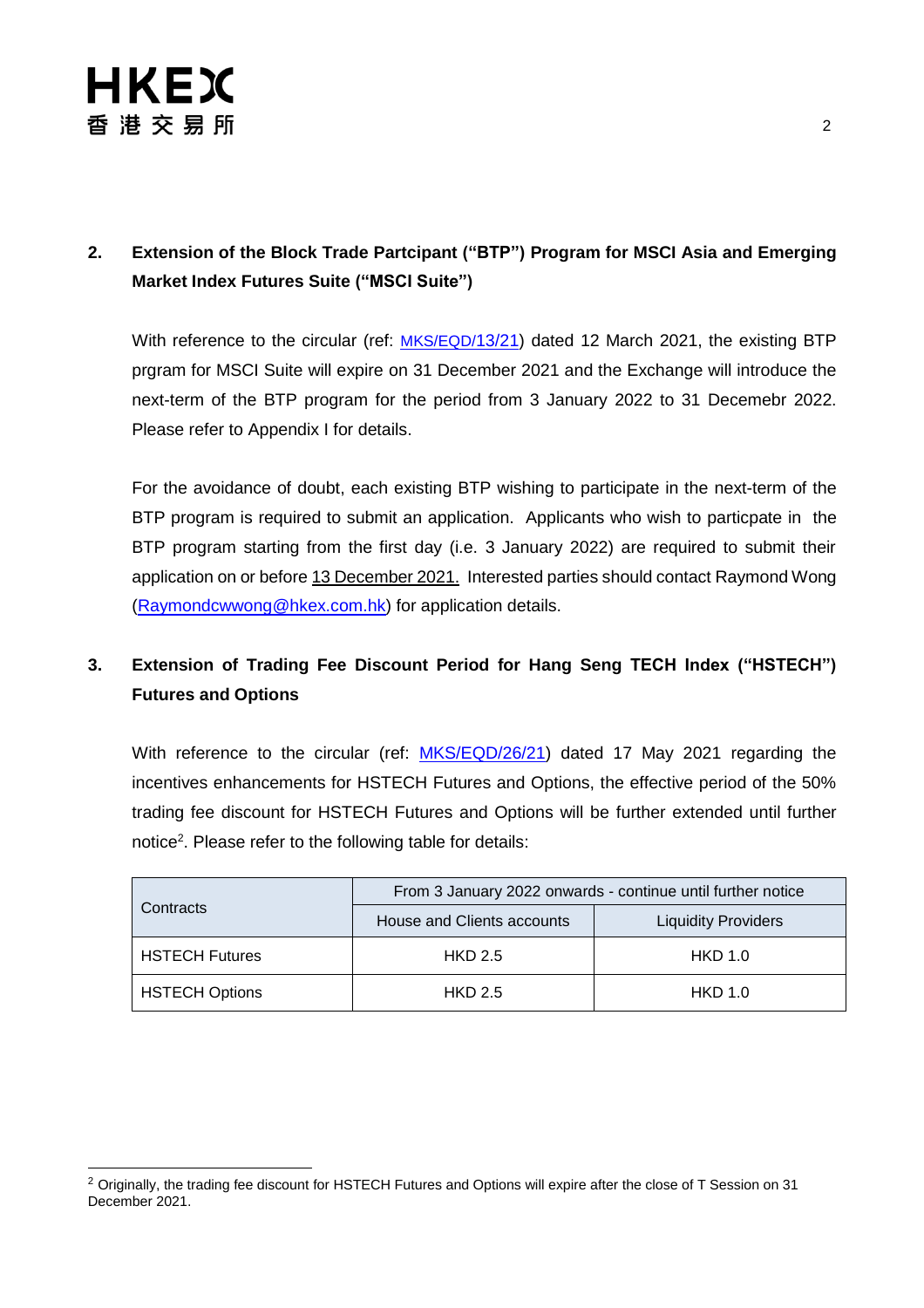## 2. Extension of the Block Trade Partcipant ("BTP") Program for MSCI Asia and Emerging Market Index Futures Suite ("MSCI Suite")

With reference to the circular (ref: MKS/EQD/13/21) dated 12 March 2021, the existing BTP prgram for MSCI Suite will expire on 31 December 2021 and the Exchange will introduce the next-term of the BTP program for the period from 3 January 2022 to 31 Decemebr 2022. Please refer to Appendix I for details.

For the avoidance of doubt, each existing BTP wishing to participate in the next-term of the BTP program is required to submit an application. Applicants who wish to particpate in the BTP program starting from the first day (i.e. 3 January 2022) are required to submit their application on or before 13 December 2021. Interested parties should contact Raymond Wong (Raymondcwwong@hkex.com.hk) for application details.

## 3. Extension of Trading Fee Discount Period for Hang Seng TECH Index ("HSTECH") Futures and Options

With reference to the circular (ref: MKS/EQD/26/21) dated 17 May 2021 regarding the incentives enhancements for HSTECH Futures and Options, the effective period of the 50% trading fee discount for HSTECH Futures and Options will be further extended until further notice[2]. Please refer to the following table for details:

| Contracts | From 3 January 2022 onwards - continue until further notice | |
|---|---|---|
| | House and Clients accounts | Liquidity Providers |
| HSTECH Futures | HKD 2.5 | HKD 1.0 |
| HSTECH Options | HKD 2.5 | HKD 1.0 |

[2] Originally, the trading fee discount for HSTECH Futures and Options will expire after the close of T Session on 31 December 2021.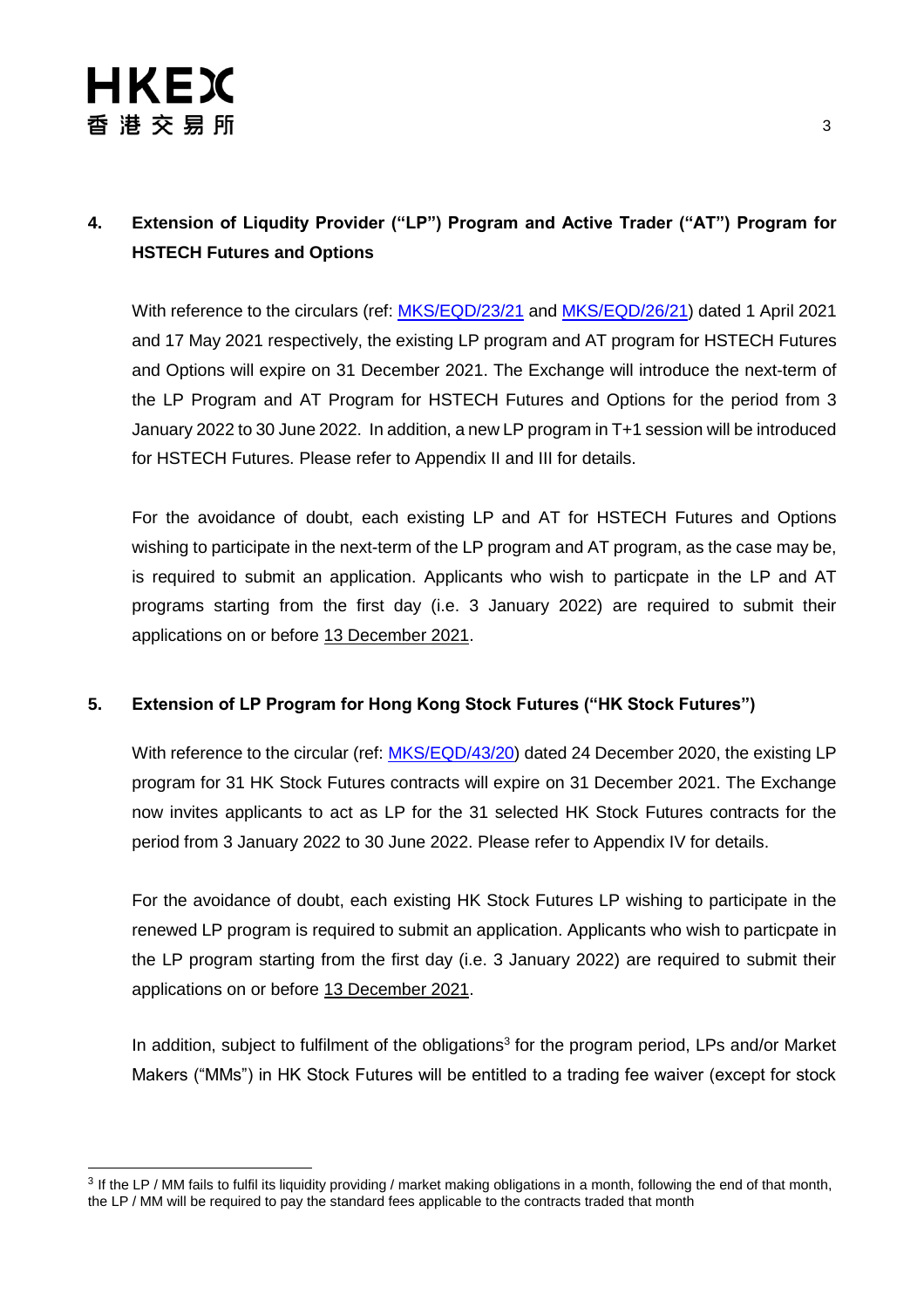## 4. Extension of Liqudity Provider ("LP") Program and Active Trader ("AT") Program for HSTECH Futures and Options

With reference to the circulars (ref: MKS/EQD/23/21 and MKS/EQD/26/21) dated 1 April 2021 and 17 May 2021 respectively, the existing LP program and AT program for HSTECH Futures and Options will expire on 31 December 2021. The Exchange will introduce the next-term of the LP Program and AT Program for HSTECH Futures and Options for the period from 3 January 2022 to 30 June 2022. In addition, a new LP program in T+1 session will be introduced for HSTECH Futures. Please refer to Appendix II and III for details.

For the avoidance of doubt, each existing LP and AT for HSTECH Futures and Options wishing to participate in the next-term of the LP program and AT program, as the case may be, is required to submit an application. Applicants who wish to particpate in the LP and AT programs starting from the first day (i.e. 3 January 2022) are required to submit their applications on or before 13 December 2021.

## 5. Extension of LP Program for Hong Kong Stock Futures ("HK Stock Futures")

With reference to the circular (ref: MKS/EQD/43/20) dated 24 December 2020, the existing LP program for 31 HK Stock Futures contracts will expire on 31 December 2021. The Exchange now invites applicants to act as LP for the 31 selected HK Stock Futures contracts for the period from 3 January 2022 to 30 June 2022. Please refer to Appendix IV for details.

For the avoidance of doubt, each existing HK Stock Futures LP wishing to participate in the renewed LP program is required to submit an application. Applicants who wish to particpate in the LP program starting from the first day (i.e. 3 January 2022) are required to submit their applications on or before 13 December 2021.

In addition, subject to fulfilment of the obligations[3] for the program period, LPs and/or Market Makers ("MMs") in HK Stock Futures will be entitled to a trading fee waiver (except for stock

[3] If the LP / MM fails to fulfil its liquidity providing / market making obligations in a month, following the end of that month, the LP / MM will be required to pay the standard fees applicable to the contracts traded that month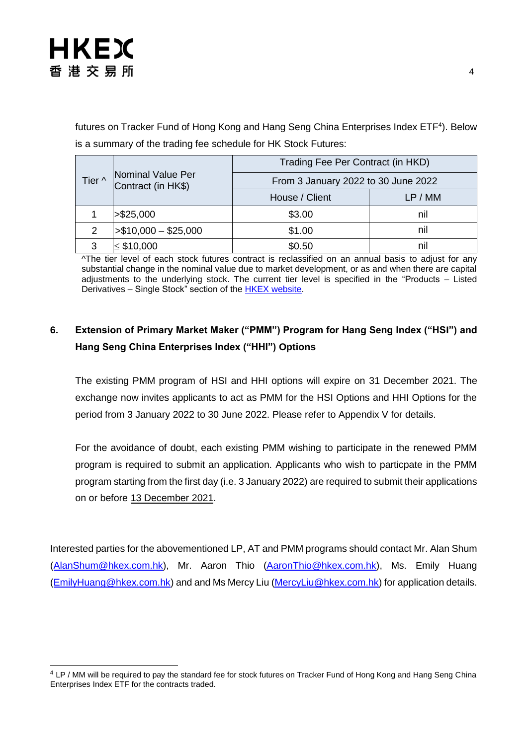futures on Tracker Fund of Hong Kong and Hang Seng China Enterprises Index ETF[4]). Below is a summary of the trading fee schedule for HK Stock Futures:

| Tier ^ | Nominal Value Per Contract (in HK$) | Trading Fee Per Contract (in HKD) | |
|---|---|---|---|
| | | From 3 January 2022 to 30 June 2022 | |
| | | House / Client | LP / MM |
| 1 | >$25,000 | $3.00 | nil |
| 2 | >$10,000 – $25,000 | $1.00 | nil |
| 3 | ≤ $10,000 | $0.50 | nil |

^The tier level of each stock futures contract is reclassified on an annual basis to adjust for any substantial change in the nominal value due to market development, or as and when there are capital adjustments to the underlying stock. The current tier level is specified in the "Products – Listed Derivatives – Single Stock" section of the HKEX website.

## 6. Extension of Primary Market Maker ("PMM") Program for Hang Seng Index ("HSI") and Hang Seng China Enterprises Index ("HHI") Options

The existing PMM program of HSI and HHI options will expire on 31 December 2021. The exchange now invites applicants to act as PMM for the HSI Options and HHI Options for the period from 3 January 2022 to 30 June 2022. Please refer to Appendix V for details.

For the avoidance of doubt, each existing PMM wishing to participate in the renewed PMM program is required to submit an application. Applicants who wish to particpate in the PMM program starting from the first day (i.e. 3 January 2022) are required to submit their applications on or before 13 December 2021.

Interested parties for the abovementioned LP, AT and PMM programs should contact Mr. Alan Shum (AlanShum@hkex.com.hk), Mr. Aaron Thio (AaronThio@hkex.com.hk), Ms. Emily Huang (EmilyHuang@hkex.com.hk) and and Ms Mercy Liu (MercyLiu@hkex.com.hk) for application details.

[4] LP / MM will be required to pay the standard fee for stock futures on Tracker Fund of Hong Kong and Hang Seng China Enterprises Index ETF for the contracts traded.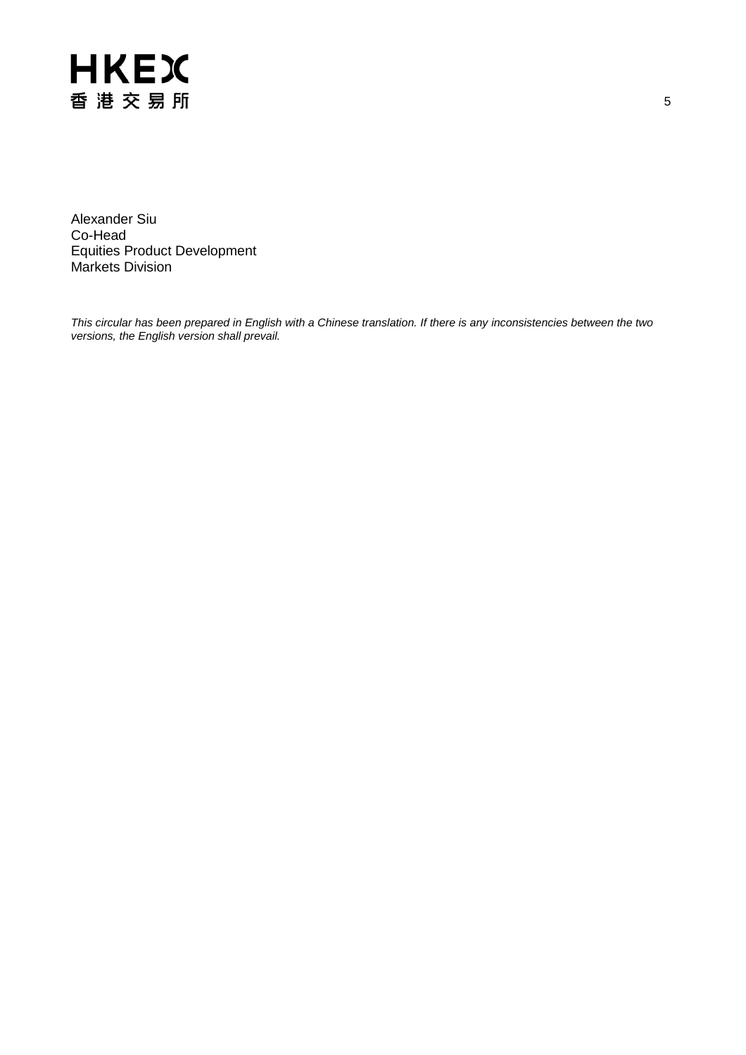Alexander Siu
Co-Head
Equities Product Development
Markets Division

*This circular has been prepared in English with a Chinese translation. If there is any inconsistencies between the two versions, the English version shall prevail.*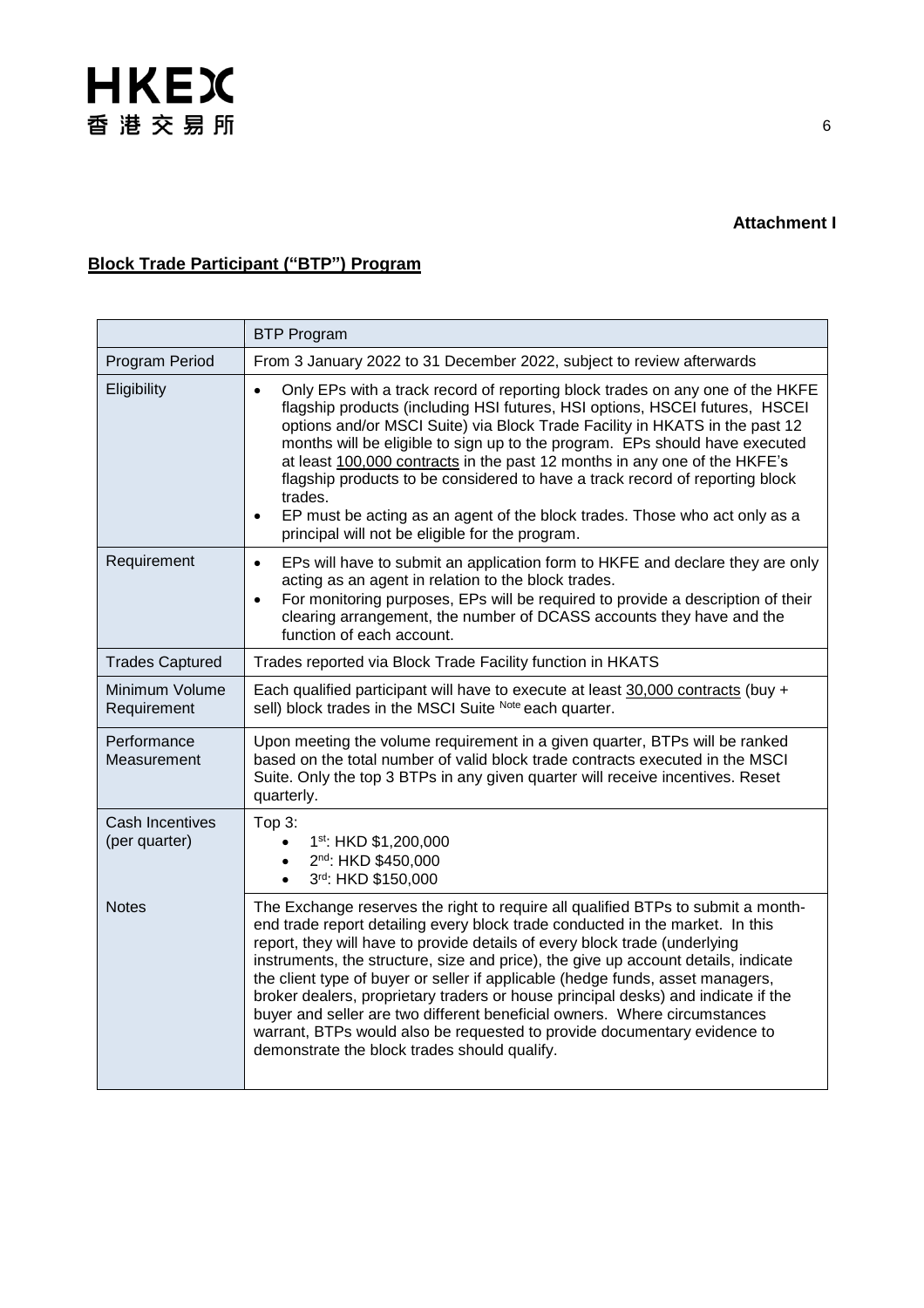**Attachment I**

**Block Trade Participant ("BTP") Program**

| | BTP Program |
|---|---|
| Program Period | From 3 January 2022 to 31 December 2022, subject to review afterwards |
| Eligibility | • Only EPs with a track record of reporting block trades on any one of the HKFE flagship products (including HSI futures, HSI options, HSCEI futures, HSCEI options and/or MSCI Suite) via Block Trade Facility in HKATS in the past 12 months will be eligible to sign up to the program. EPs should have executed at least 100,000 contracts in the past 12 months in any one of the HKFE's flagship products to be considered to have a track record of reporting block trades.<br>• EP must be acting as an agent of the block trades. Those who act only as a principal will not be eligible for the program. |
| Requirement | • EPs will have to submit an application form to HKFE and declare they are only acting as an agent in relation to the block trades.<br>• For monitoring purposes, EPs will be required to provide a description of their clearing arrangement, the number of DCASS accounts they have and the function of each account. |
| Trades Captured | Trades reported via Block Trade Facility function in HKATS |
| Minimum Volume Requirement | Each qualified participant will have to execute at least 30,000 contracts (buy + sell) block trades in the MSCI Suite [Note] each quarter. |
| Performance Measurement | Upon meeting the volume requirement in a given quarter, BTPs will be ranked based on the total number of valid block trade contracts executed in the MSCI Suite. Only the top 3 BTPs in any given quarter will receive incentives. Reset quarterly. |
| Cash Incentives (per quarter) | Top 3:<br>• 1st: HKD $1,200,000<br>• 2nd: HKD $450,000<br>• 3rd: HKD $150,000 |
| Notes | The Exchange reserves the right to require all qualified BTPs to submit a month-end trade report detailing every block trade conducted in the market. In this report, they will have to provide details of every block trade (underlying instruments, the structure, size and price), the give up account details, indicate the client type of buyer or seller if applicable (hedge funds, asset managers, broker dealers, proprietary traders or house principal desks) and indicate if the buyer and seller are two different beneficial owners. Where circumstances warrant, BTPs would also be requested to provide documentary evidence to demonstrate the block trades should qualify. |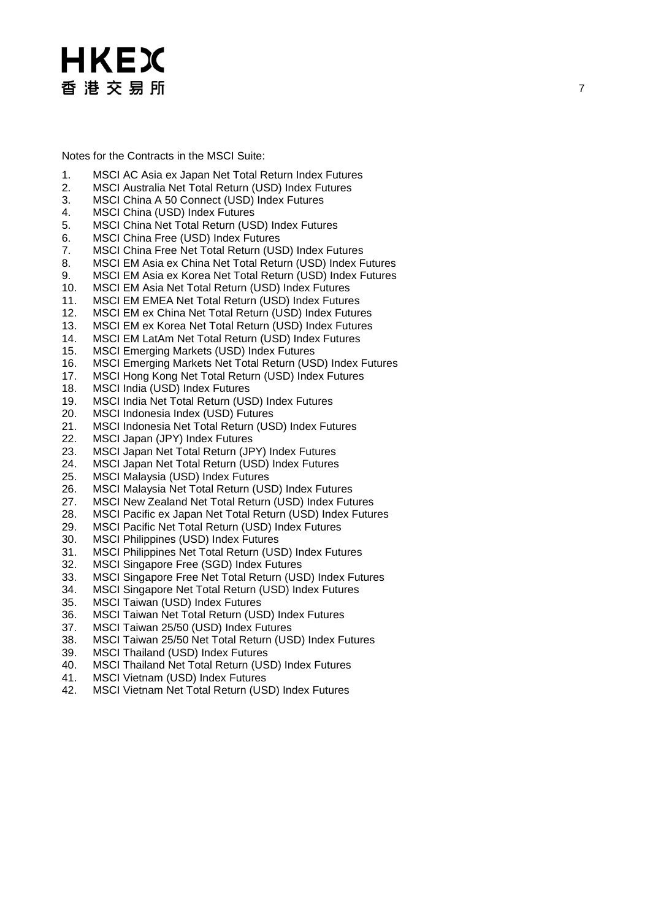Notes for the Contracts in the MSCI Suite:

1. MSCI AC Asia ex Japan Net Total Return Index Futures
2. MSCI Australia Net Total Return (USD) Index Futures
3. MSCI China A 50 Connect (USD) Index Futures
4. MSCI China (USD) Index Futures
5. MSCI China Net Total Return (USD) Index Futures
6. MSCI China Free (USD) Index Futures
7. MSCI China Free Net Total Return (USD) Index Futures
8. MSCI EM Asia ex China Net Total Return (USD) Index Futures
9. MSCI EM Asia ex Korea Net Total Return (USD) Index Futures
10. MSCI EM Asia Net Total Return (USD) Index Futures
11. MSCI EM EMEA Net Total Return (USD) Index Futures
12. MSCI EM ex China Net Total Return (USD) Index Futures
13. MSCI EM ex Korea Net Total Return (USD) Index Futures
14. MSCI EM LatAm Net Total Return (USD) Index Futures
15. MSCI Emerging Markets (USD) Index Futures
16. MSCI Emerging Markets Net Total Return (USD) Index Futures
17. MSCI Hong Kong Net Total Return (USD) Index Futures
18. MSCI India (USD) Index Futures
19. MSCI India Net Total Return (USD) Index Futures
20. MSCI Indonesia Index (USD) Futures
21. MSCI Indonesia Net Total Return (USD) Index Futures
22. MSCI Japan (JPY) Index Futures
23. MSCI Japan Net Total Return (JPY) Index Futures
24. MSCI Japan Net Total Return (USD) Index Futures
25. MSCI Malaysia (USD) Index Futures
26. MSCI Malaysia Net Total Return (USD) Index Futures
27. MSCI New Zealand Net Total Return (USD) Index Futures
28. MSCI Pacific ex Japan Net Total Return (USD) Index Futures
29. MSCI Pacific Net Total Return (USD) Index Futures
30. MSCI Philippines (USD) Index Futures
31. MSCI Philippines Net Total Return (USD) Index Futures
32. MSCI Singapore Free (SGD) Index Futures
33. MSCI Singapore Free Net Total Return (USD) Index Futures
34. MSCI Singapore Net Total Return (USD) Index Futures
35. MSCI Taiwan (USD) Index Futures
36. MSCI Taiwan Net Total Return (USD) Index Futures
37. MSCI Taiwan 25/50 (USD) Index Futures
38. MSCI Taiwan 25/50 Net Total Return (USD) Index Futures
39. MSCI Thailand (USD) Index Futures
40. MSCI Thailand Net Total Return (USD) Index Futures
41. MSCI Vietnam (USD) Index Futures
42. MSCI Vietnam Net Total Return (USD) Index Futures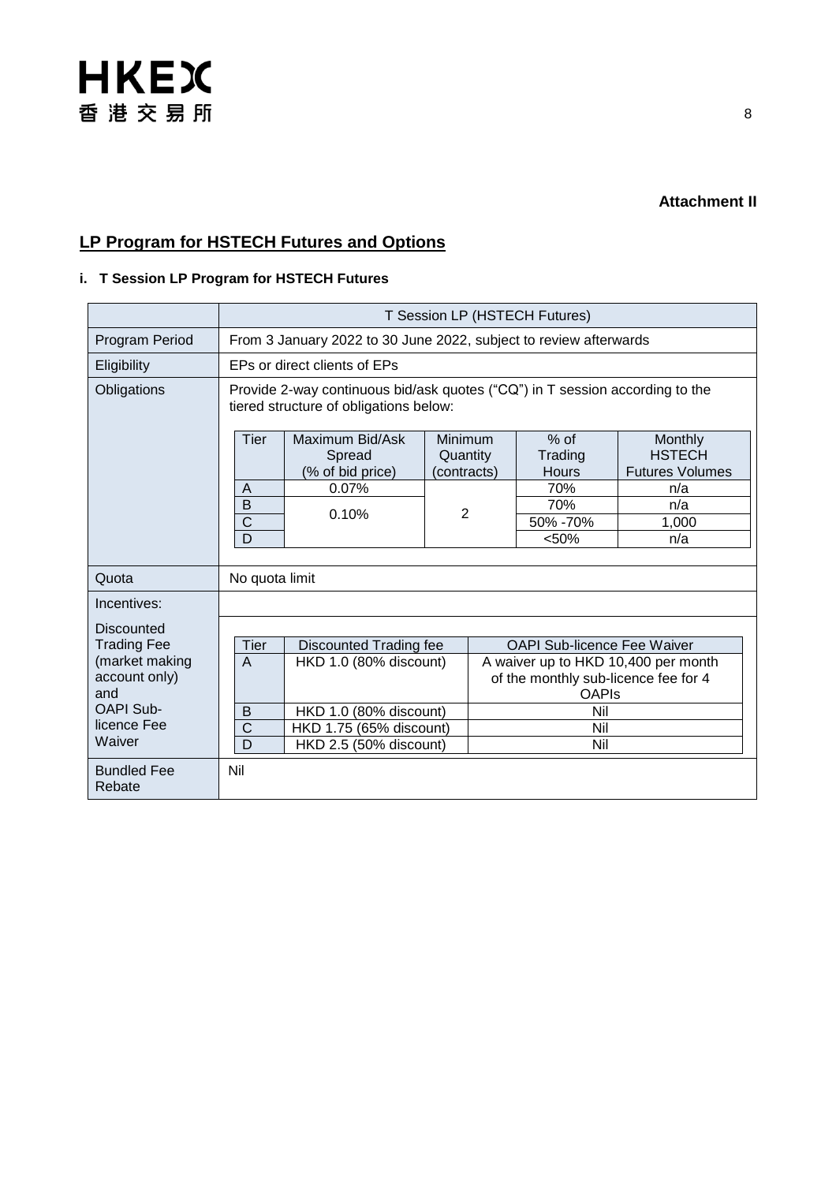**Attachment II**

## LP Program for HSTECH Futures and Options

### i. T Session LP Program for HSTECH Futures

| | T Session LP (HSTECH Futures) |
|---|---|
| Program Period | From 3 January 2022 to 30 June 2022, subject to review afterwards |
| Eligibility | EPs or direct clients of EPs |
| Obligations | Provide 2-way continuous bid/ask quotes ("CQ") in T session according to the tiered structure of obligations below: |
| Quota | No quota limit |
| Incentives: | |
| Discounted Trading Fee (market making account only) and OAPI Sub-licence Fee Waiver | |
| Bundled Fee Rebate | Nil |

Obligations tiered structure:

| Tier | Maximum Bid/Ask Spread (% of bid price) | Minimum Quantity (contracts) | % of Trading Hours | Monthly HSTECH Futures Volumes |
|---|---|---|---|---|
| A | 0.07% | 2 | 70% | n/a |
| B | 0.10% | 2 | 70% | n/a |
| C | 0.10% | 2 | 50% -70% | 1,000 |
| D | 0.10% | 2 | <50% | n/a |

Discounted Trading Fee (market making account only) and OAPI Sub-licence Fee Waiver:

| Tier | Discounted Trading fee | OAPI Sub-licence Fee Waiver |
|---|---|---|
| A | HKD 1.0 (80% discount) | A waiver up to HKD 10,400 per month of the monthly sub-licence fee for 4 OAPIs |
| B | HKD 1.0 (80% discount) | Nil |
| C | HKD 1.75 (65% discount) | Nil |
| D | HKD 2.5 (50% discount) | Nil |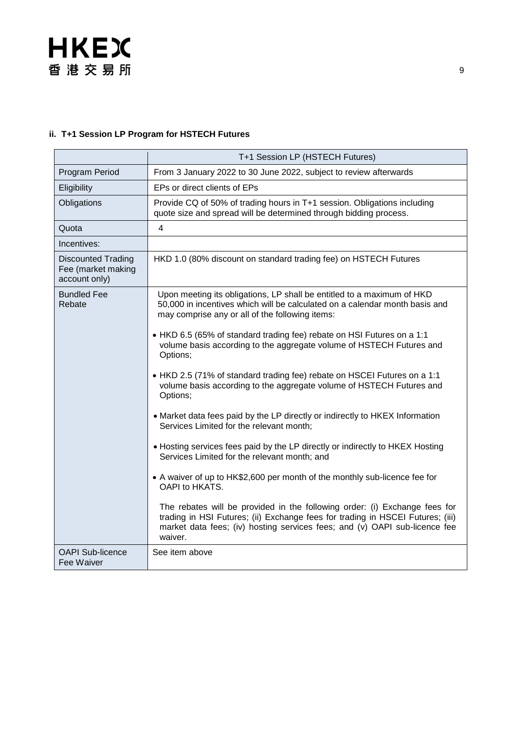### ii. T+1 Session LP Program for HSTECH Futures

| | T+1 Session LP (HSTECH Futures) |
|---|---|
| Program Period | From 3 January 2022 to 30 June 2022, subject to review afterwards |
| Eligibility | EPs or direct clients of EPs |
| Obligations | Provide CQ of 50% of trading hours in T+1 session. Obligations including quote size and spread will be determined through bidding process. |
| Quota | 4 |
| Incentives: | |
| Discounted Trading Fee (market making account only) | HKD 1.0 (80% discount on standard trading fee) on HSTECH Futures |
| Bundled Fee Rebate | Upon meeting its obligations, LP shall be entitled to a maximum of HKD 50,000 in incentives which will be calculated on a calendar month basis and may comprise any or all of the following items:<br><br>• HKD 6.5 (65% of standard trading fee) rebate on HSI Futures on a 1:1 volume basis according to the aggregate volume of HSTECH Futures and Options;<br><br>• HKD 2.5 (71% of standard trading fee) rebate on HSCEI Futures on a 1:1 volume basis according to the aggregate volume of HSTECH Futures and Options;<br><br>• Market data fees paid by the LP directly or indirectly to HKEX Information Services Limited for the relevant month;<br><br>• Hosting services fees paid by the LP directly or indirectly to HKEX Hosting Services Limited for the relevant month; and<br><br>• A waiver of up to HK$2,600 per month of the monthly sub-licence fee for OAPI to HKATS.<br><br>The rebates will be provided in the following order: (i) Exchange fees for trading in HSI Futures; (ii) Exchange fees for trading in HSCEI Futures; (iii) market data fees; (iv) hosting services fees; and (v) OAPI sub-licence fee waiver. |
| OAPI Sub-licence Fee Waiver | See item above |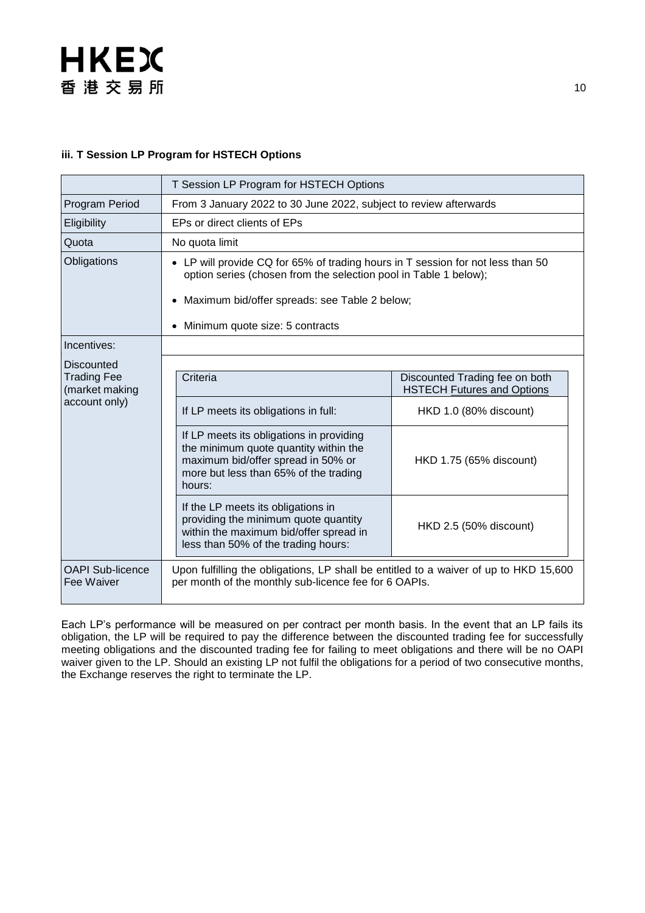### iii. T Session LP Program for HSTECH Options

| | T Session LP Program for HSTECH Options |
|---|---|
| Program Period | From 3 January 2022 to 30 June 2022, subject to review afterwards |
| Eligibility | EPs or direct clients of EPs |
| Quota | No quota limit |
| Obligations | • LP will provide CQ for 65% of trading hours in T session for not less than 50 option series (chosen from the selection pool in Table 1 below);<br>• Maximum bid/offer spreads: see Table 2 below;<br>• Minimum quote size: 5 contracts |
| Incentives: | |
| Discounted Trading Fee (market making account only) | See table below |
| OAPI Sub-licence Fee Waiver | Upon fulfilling the obligations, LP shall be entitled to a waiver of up to HKD 15,600 per month of the monthly sub-licence fee for 6 OAPIs. |

| Criteria | Discounted Trading fee on both HSTECH Futures and Options |
|---|---|
| If LP meets its obligations in full: | HKD 1.0 (80% discount) |
| If LP meets its obligations in providing the minimum quote quantity within the maximum bid/offer spread in 50% or more but less than 65% of the trading hours: | HKD 1.75 (65% discount) |
| If the LP meets its obligations in providing the minimum quote quantity within the maximum bid/offer spread in less than 50% of the trading hours: | HKD 2.5 (50% discount) |

Each LP's performance will be measured on per contract per month basis. In the event that an LP fails its obligation, the LP will be required to pay the difference between the discounted trading fee for successfully meeting obligations and the discounted trading fee for failing to meet obligations and there will be no OAPI waiver given to the LP. Should an existing LP not fulfil the obligations for a period of two consecutive months, the Exchange reserves the right to terminate the LP.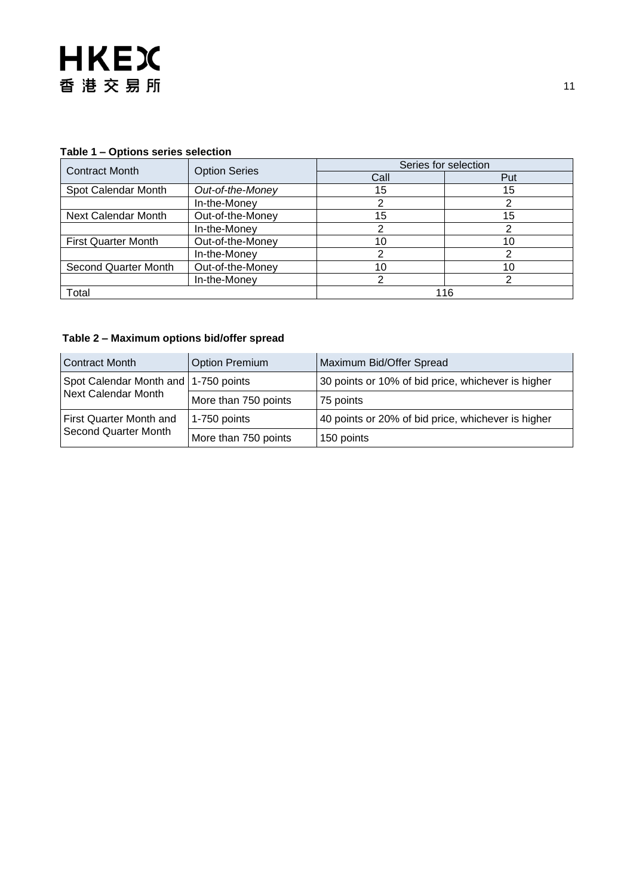**Table 1 – Options series selection**

| Contract Month | Option Series | Series for selection | |
|---|---|---|---|
| | | Call | Put |
| Spot Calendar Month | *Out-of-the-Money* | 15 | 15 |
| | In-the-Money | 2 | 2 |
| Next Calendar Month | Out-of-the-Money | 15 | 15 |
| | In-the-Money | 2 | 2 |
| First Quarter Month | Out-of-the-Money | 10 | 10 |
| | In-the-Money | 2 | 2 |
| Second Quarter Month | Out-of-the-Money | 10 | 10 |
| | In-the-Money | 2 | 2 |
| Total | | 116 | |

**Table 2 – Maximum options bid/offer spread**

| Contract Month | Option Premium | Maximum Bid/Offer Spread |
|---|---|---|
| Spot Calendar Month and Next Calendar Month | 1-750 points | 30 points or 10% of bid price, whichever is higher |
| | More than 750 points | 75 points |
| First Quarter Month and Second Quarter Month | 1-750 points | 40 points or 20% of bid price, whichever is higher |
| | More than 750 points | 150 points |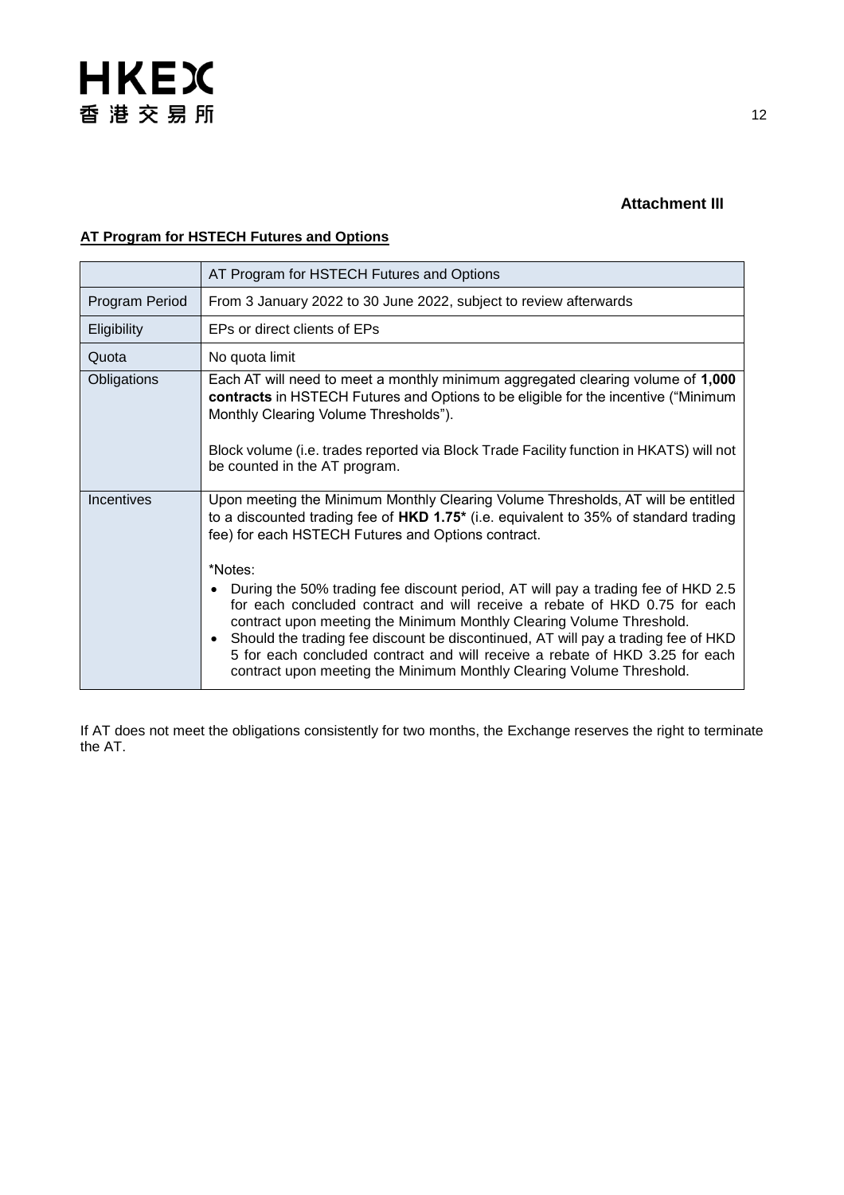**Attachment III**

**AT Program for HSTECH Futures and Options**

| | AT Program for HSTECH Futures and Options |
|---|---|
| Program Period | From 3 January 2022 to 30 June 2022, subject to review afterwards |
| Eligibility | EPs or direct clients of EPs |
| Quota | No quota limit |
| Obligations | Each AT will need to meet a monthly minimum aggregated clearing volume of **1,000 contracts** in HSTECH Futures and Options to be eligible for the incentive ("Minimum Monthly Clearing Volume Thresholds").<br><br>Block volume (i.e. trades reported via Block Trade Facility function in HKATS) will not be counted in the AT program. |
| Incentives | Upon meeting the Minimum Monthly Clearing Volume Thresholds, AT will be entitled to a discounted trading fee of **HKD 1.75*** (i.e. equivalent to 35% of standard trading fee) for each HSTECH Futures and Options contract.<br><br>*Notes:<br>• During the 50% trading fee discount period, AT will pay a trading fee of HKD 2.5 for each concluded contract and will receive a rebate of HKD 0.75 for each contract upon meeting the Minimum Monthly Clearing Volume Threshold.<br>• Should the trading fee discount be discontinued, AT will pay a trading fee of HKD 5 for each concluded contract and will receive a rebate of HKD 3.25 for each contract upon meeting the Minimum Monthly Clearing Volume Threshold. |

If AT does not meet the obligations consistently for two months, the Exchange reserves the right to terminate the AT.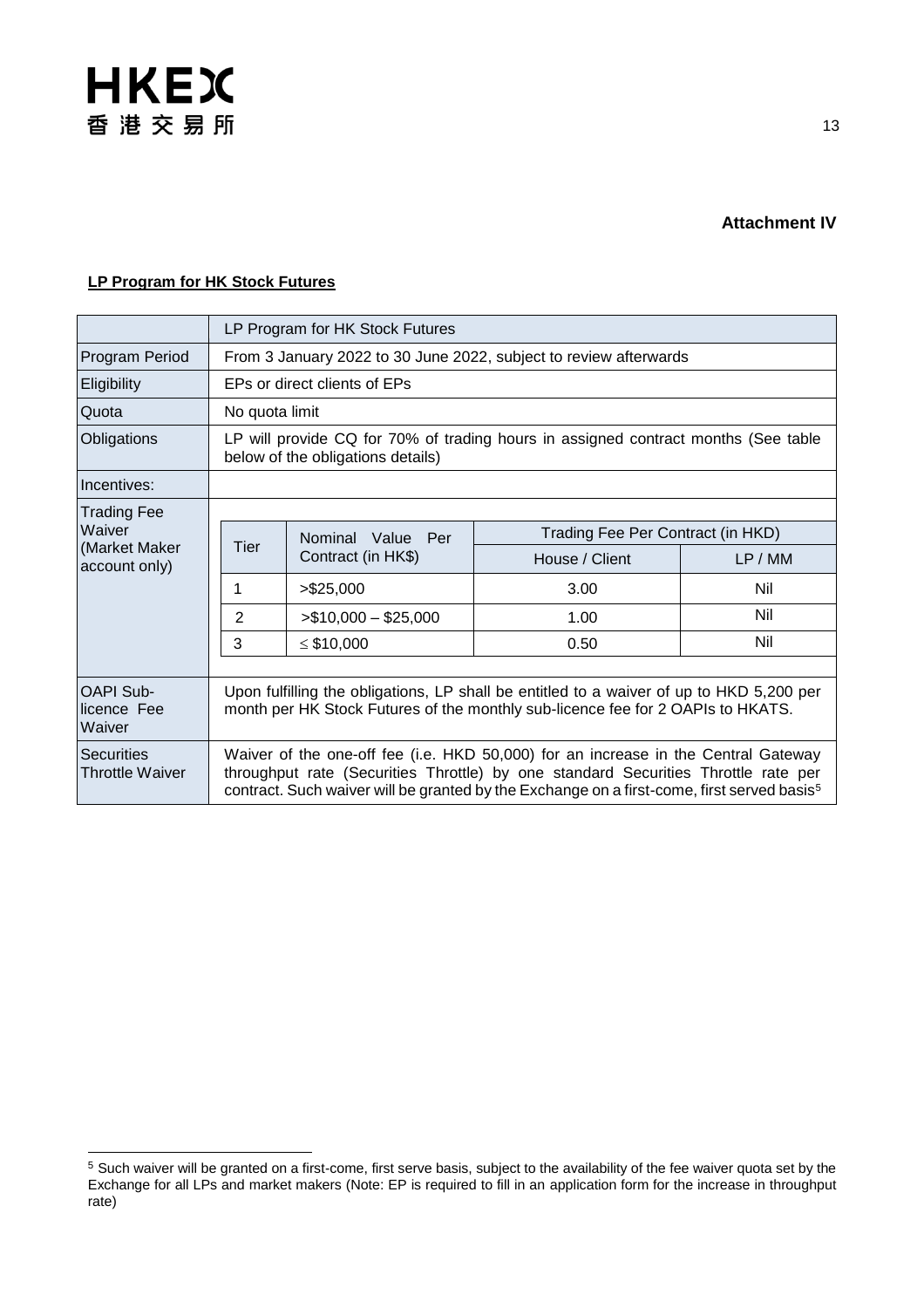**Attachment IV**

**LP Program for HK Stock Futures**

| | LP Program for HK Stock Futures |
|---|---|
| Program Period | From 3 January 2022 to 30 June 2022, subject to review afterwards |
| Eligibility | EPs or direct clients of EPs |
| Quota | No quota limit |
| Obligations | LP will provide CQ for 70% of trading hours in assigned contract months (See table below of the obligations details) |
| Incentives: | |
| Trading Fee Waiver (Market Maker account only) | See table below |
| OAPI Sub-licence Fee Waiver | Upon fulfilling the obligations, LP shall be entitled to a waiver of up to HKD 5,200 per month per HK Stock Futures of the monthly sub-licence fee for 2 OAPIs to HKATS. |
| Securities Throttle Waiver | Waiver of the one-off fee (i.e. HKD 50,000) for an increase in the Central Gateway throughput rate (Securities Throttle) by one standard Securities Throttle rate per contract. Such waiver will be granted by the Exchange on a first-come, first served basis[5] |

Trading Fee Waiver (Market Maker account only):

| Tier | Nominal Value Per Contract (in HK$) | Trading Fee Per Contract (in HKD) | |
|---|---|---|---|
| | | House / Client | LP / MM |
| 1 | >$25,000 | 3.00 | Nil |
| 2 | >$10,000 – $25,000 | 1.00 | Nil |
| 3 | ≤ $10,000 | 0.50 | Nil |

[5] Such waiver will be granted on a first-come, first serve basis, subject to the availability of the fee waiver quota set by the Exchange for all LPs and market makers (Note: EP is required to fill in an application form for the increase in throughput rate)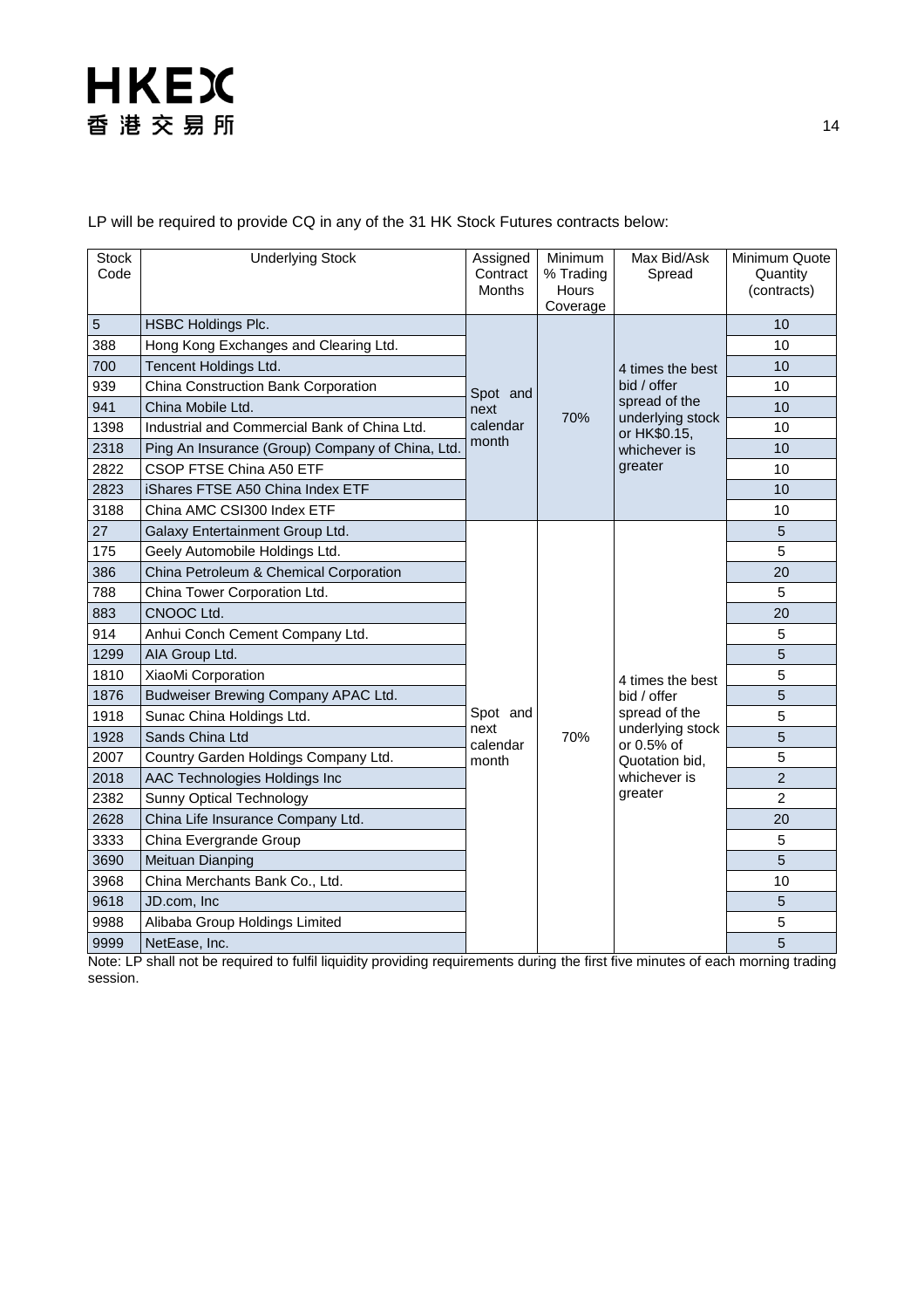LP will be required to provide CQ in any of the 31 HK Stock Futures contracts below:

| Stock Code | Underlying Stock | Assigned Contract Months | Minimum % Trading Hours Coverage | Max Bid/Ask Spread | Minimum Quote Quantity (contracts) |
|---|---|---|---|---|---|
| 5 | HSBC Holdings Plc. | Spot and next calendar month | 70% | 4 times the best bid / offer spread of the underlying stock or HK$0.15, whichever is greater | 10 |
| 388 | Hong Kong Exchanges and Clearing Ltd. | | | | 10 |
| 700 | Tencent Holdings Ltd. | | | | 10 |
| 939 | China Construction Bank Corporation | | | | 10 |
| 941 | China Mobile Ltd. | | | | 10 |
| 1398 | Industrial and Commercial Bank of China Ltd. | | | | 10 |
| 2318 | Ping An Insurance (Group) Company of China, Ltd. | | | | 10 |
| 2822 | CSOP FTSE China A50 ETF | | | | 10 |
| 2823 | iShares FTSE A50 China Index ETF | | | | 10 |
| 3188 | China AMC CSI300 Index ETF | | | | 10 |
| 27 | Galaxy Entertainment Group Ltd. | Spot and next calendar month | 70% | 4 times the best bid / offer spread of the underlying stock or 0.5% of Quotation bid, whichever is greater | 5 |
| 175 | Geely Automobile Holdings Ltd. | | | | 5 |
| 386 | China Petroleum & Chemical Corporation | | | | 20 |
| 788 | China Tower Corporation Ltd. | | | | 5 |
| 883 | CNOOC Ltd. | | | | 20 |
| 914 | Anhui Conch Cement Company Ltd. | | | | 5 |
| 1299 | AIA Group Ltd. | | | | 5 |
| 1810 | XiaoMi Corporation | | | | 5 |
| 1876 | Budweiser Brewing Company APAC Ltd. | | | | 5 |
| 1918 | Sunac China Holdings Ltd. | | | | 5 |
| 1928 | Sands China Ltd | | | | 5 |
| 2007 | Country Garden Holdings Company Ltd. | | | | 5 |
| 2018 | AAC Technologies Holdings Inc | | | | 2 |
| 2382 | Sunny Optical Technology | | | | 2 |
| 2628 | China Life Insurance Company Ltd. | | | | 20 |
| 3333 | China Evergrande Group | | | | 5 |
| 3690 | Meituan Dianping | | | | 5 |
| 3968 | China Merchants Bank Co., Ltd. | | | | 10 |
| 9618 | JD.com, Inc | | | | 5 |
| 9988 | Alibaba Group Holdings Limited | | | | 5 |
| 9999 | NetEase, Inc. | | | | 5 |

Note: LP shall not be required to fulfil liquidity providing requirements during the first five minutes of each morning trading session.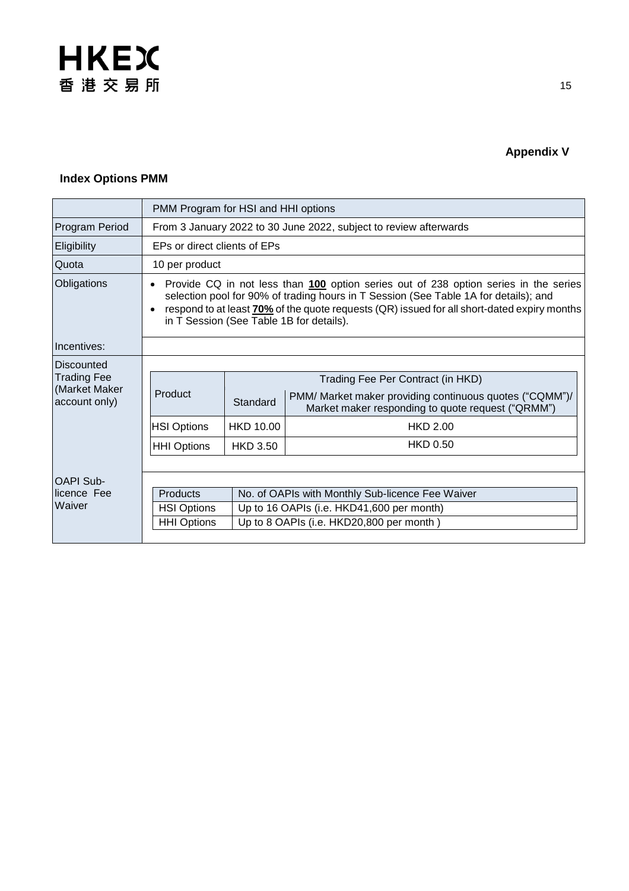**Appendix V**

**Index Options PMM**

| | PMM Program for HSI and HHI options |
|---|---|
| Program Period | From 3 January 2022 to 30 June 2022, subject to review afterwards |
| Eligibility | EPs or direct clients of EPs |
| Quota | 10 per product |
| Obligations | • Provide CQ in not less than **100** option series out of 238 option series in the series selection pool for 90% of trading hours in T Session (See Table 1A for details); and<br>• respond to at least **70%** of the quote requests (QR) issued for all short-dated expiry months in T Session (See Table 1B for details). |
| Incentives: | |

Discounted Trading Fee (Market Maker account only)

| Product | Trading Fee Per Contract (in HKD) | |
|---|---|---|
| | Standard | PMM/ Market maker providing continuous quotes ("CQMM")/ Market maker responding to quote request ("QRMM") |
| HSI Options | HKD 10.00 | HKD 2.00 |
| HHI Options | HKD 3.50 | HKD 0.50 |

OAPI Sub-licence Fee Waiver

| Products | No. of OAPIs with Monthly Sub-licence Fee Waiver |
|---|---|
| HSI Options | Up to 16 OAPIs (i.e. HKD41,600 per month) |
| HHI Options | Up to 8 OAPIs (i.e. HKD20,800 per month ) |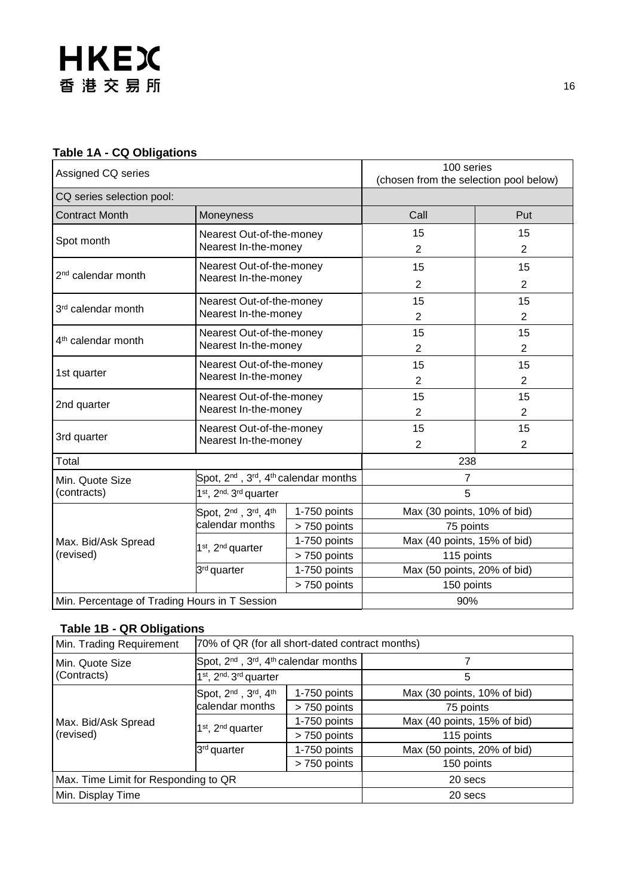**Table 1A - CQ Obligations**

| Assigned CQ series | | | 100 series (chosen from the selection pool below) | |
|---|---|---|---|---|
| CQ series selection pool: | | | | |
| Contract Month | Moneyness | | Call | Put |
| Spot month | Nearest Out-of-the-money | | 15 | 15 |
| | Nearest In-the-money | | 2 | 2 |
| 2nd calendar month | Nearest Out-of-the-money | | 15 | 15 |
| | Nearest In-the-money | | 2 | 2 |
| 3rd calendar month | Nearest Out-of-the-money | | 15 | 15 |
| | Nearest In-the-money | | 2 | 2 |
| 4th calendar month | Nearest Out-of-the-money | | 15 | 15 |
| | Nearest In-the-money | | 2 | 2 |
| 1st quarter | Nearest Out-of-the-money | | 15 | 15 |
| | Nearest In-the-money | | 2 | 2 |
| 2nd quarter | Nearest Out-of-the-money | | 15 | 15 |
| | Nearest In-the-money | | 2 | 2 |
| 3rd quarter | Nearest Out-of-the-money | | 15 | 15 |
| | Nearest In-the-money | | 2 | 2 |
| Total | | | 238 | |
| Min. Quote Size (contracts) | Spot, 2nd , 3rd, 4th calendar months | | 7 | |
| | 1st, 2nd, 3rd quarter | | 5 | |
| Max. Bid/Ask Spread (revised) | Spot, 2nd , 3rd, 4th calendar months | 1-750 points | Max (30 points, 10% of bid) | |
| | | > 750 points | 75 points | |
| | 1st, 2nd quarter | 1-750 points | Max (40 points, 15% of bid) | |
| | | > 750 points | 115 points | |
| | 3rd quarter | 1-750 points | Max (50 points, 20% of bid) | |
| | | > 750 points | 150 points | |
| Min. Percentage of Trading Hours in T Session | | | 90% | |

**Table 1B - QR Obligations**

| Min. Trading Requirement | 70% of QR (for all short-dated contract months) | | |
|---|---|---|---|
| Min. Quote Size (Contracts) | Spot, 2nd , 3rd, 4th calendar months | | 7 |
| | 1st, 2nd, 3rd quarter | | 5 |
| Max. Bid/Ask Spread (revised) | Spot, 2nd , 3rd, 4th calendar months | 1-750 points | Max (30 points, 10% of bid) |
| | | > 750 points | 75 points |
| | 1st, 2nd quarter | 1-750 points | Max (40 points, 15% of bid) |
| | | > 750 points | 115 points |
| | 3rd quarter | 1-750 points | Max (50 points, 20% of bid) |
| | | > 750 points | 150 points |
| Max. Time Limit for Responding to QR | | | 20 secs |
| Min. Display Time | | | 20 secs |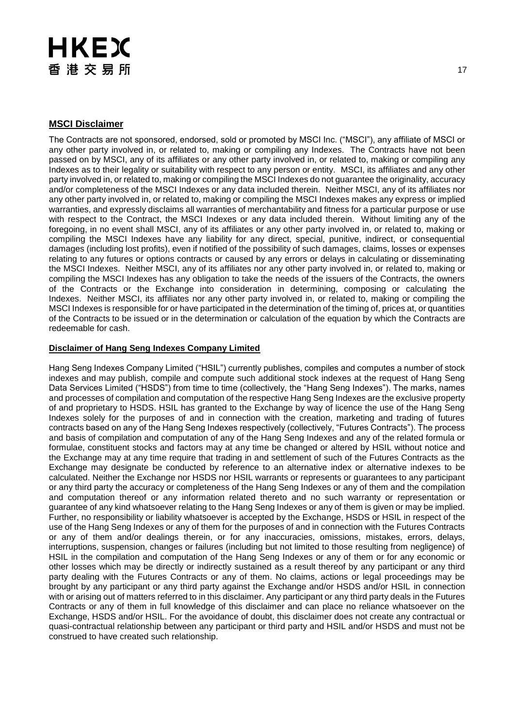## MSCI Disclaimer

The Contracts are not sponsored, endorsed, sold or promoted by MSCI Inc. ("MSCI"), any affiliate of MSCI or any other party involved in, or related to, making or compiling any Indexes. The Contracts have not been passed on by MSCI, any of its affiliates or any other party involved in, or related to, making or compiling any Indexes as to their legality or suitability with respect to any person or entity. MSCI, its affiliates and any other party involved in, or related to, making or compiling the MSCI Indexes do not guarantee the originality, accuracy and/or completeness of the MSCI Indexes or any data included therein. Neither MSCI, any of its affiliates nor any other party involved in, or related to, making or compiling the MSCI Indexes makes any express or implied warranties, and expressly disclaims all warranties of merchantability and fitness for a particular purpose or use with respect to the Contract, the MSCI Indexes or any data included therein. Without limiting any of the foregoing, in no event shall MSCI, any of its affiliates or any other party involved in, or related to, making or compiling the MSCI Indexes have any liability for any direct, special, punitive, indirect, or consequential damages (including lost profits), even if notified of the possibility of such damages, claims, losses or expenses relating to any futures or options contracts or caused by any errors or delays in calculating or disseminating the MSCI Indexes. Neither MSCI, any of its affiliates nor any other party involved in, or related to, making or compiling the MSCI Indexes has any obligation to take the needs of the issuers of the Contracts, the owners of the Contracts or the Exchange into consideration in determining, composing or calculating the Indexes. Neither MSCI, its affiliates nor any other party involved in, or related to, making or compiling the MSCI Indexes is responsible for or have participated in the determination of the timing of, prices at, or quantities of the Contracts to be issued or in the determination or calculation of the equation by which the Contracts are redeemable for cash.

## Disclaimer of Hang Seng Indexes Company Limited

Hang Seng Indexes Company Limited ("HSIL") currently publishes, compiles and computes a number of stock indexes and may publish, compile and compute such additional stock indexes at the request of Hang Seng Data Services Limited ("HSDS") from time to time (collectively, the "Hang Seng Indexes"). The marks, names and processes of compilation and computation of the respective Hang Seng Indexes are the exclusive property of and proprietary to HSDS. HSIL has granted to the Exchange by way of licence the use of the Hang Seng Indexes solely for the purposes of and in connection with the creation, marketing and trading of futures contracts based on any of the Hang Seng Indexes respectively (collectively, "Futures Contracts"). The process and basis of compilation and computation of any of the Hang Seng Indexes and any of the related formula or formulae, constituent stocks and factors may at any time be changed or altered by HSIL without notice and the Exchange may at any time require that trading in and settlement of such of the Futures Contracts as the Exchange may designate be conducted by reference to an alternative index or alternative indexes to be calculated. Neither the Exchange nor HSDS nor HSIL warrants or represents or guarantees to any participant or any third party the accuracy or completeness of the Hang Seng Indexes or any of them and the compilation and computation thereof or any information related thereto and no such warranty or representation or guarantee of any kind whatsoever relating to the Hang Seng Indexes or any of them is given or may be implied. Further, no responsibility or liability whatsoever is accepted by the Exchange, HSDS or HSIL in respect of the use of the Hang Seng Indexes or any of them for the purposes of and in connection with the Futures Contracts or any of them and/or dealings therein, or for any inaccuracies, omissions, mistakes, errors, delays, interruptions, suspension, changes or failures (including but not limited to those resulting from negligence) of HSIL in the compilation and computation of the Hang Seng Indexes or any of them or for any economic or other losses which may be directly or indirectly sustained as a result thereof by any participant or any third party dealing with the Futures Contracts or any of them. No claims, actions or legal proceedings may be brought by any participant or any third party against the Exchange and/or HSDS and/or HSIL in connection with or arising out of matters referred to in this disclaimer. Any participant or any third party deals in the Futures Contracts or any of them in full knowledge of this disclaimer and can place no reliance whatsoever on the Exchange, HSDS and/or HSIL. For the avoidance of doubt, this disclaimer does not create any contractual or quasi-contractual relationship between any participant or third party and HSIL and/or HSDS and must not be construed to have created such relationship.